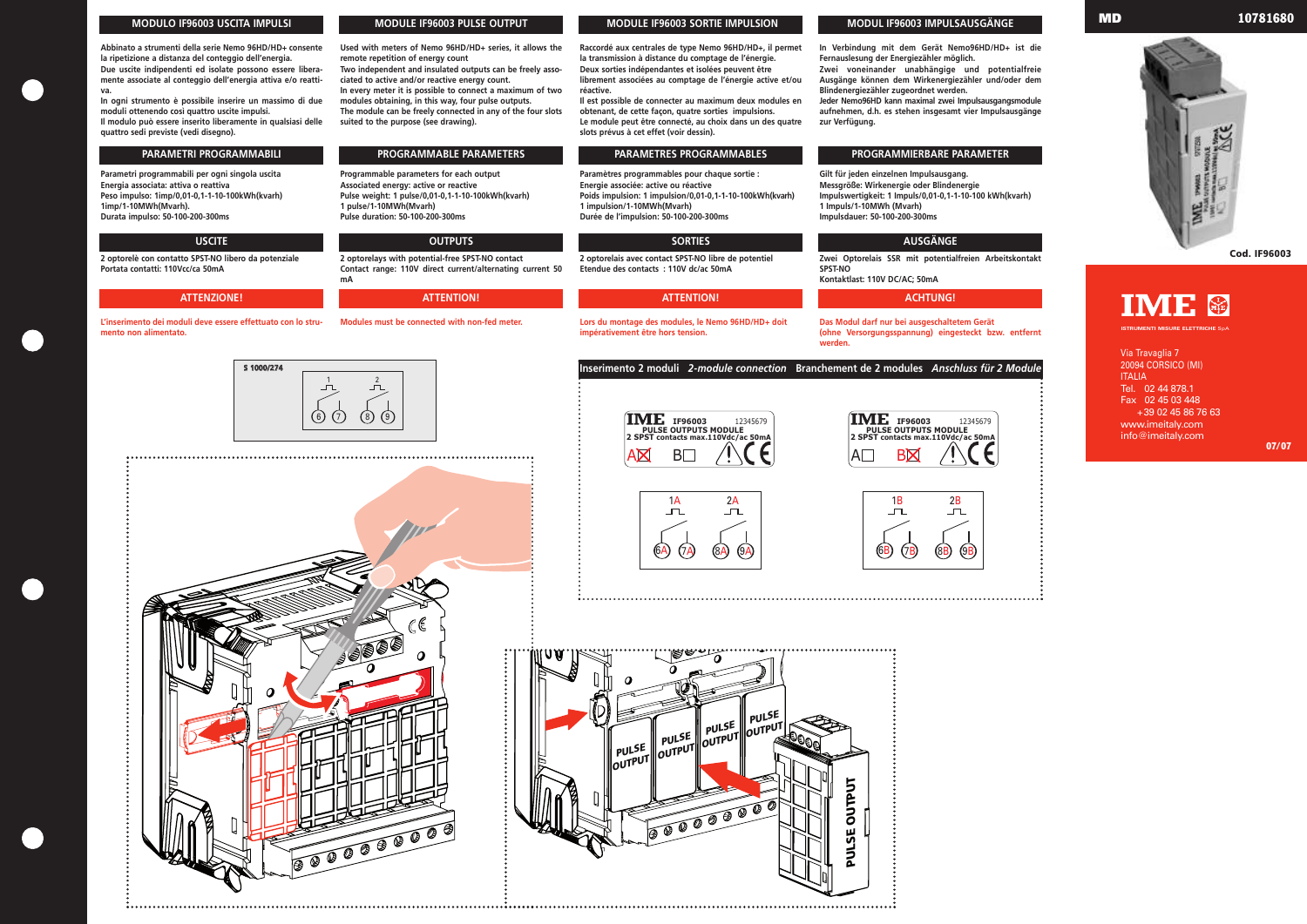MD 10781680

## MODULO IF96003 USCITA IMPULSI

Abbinato a strumenti della serie Nemo 96HD/HD+ consente la ripetizione a distanza del conteggio dell'energia.
Due uscite indipendenti ed isolate possono essere liberamente associate al conteggio dell'energia attiva e/o reattiva.
In ogni strumento è possibile inserire un massimo di due moduli ottenendo così quattro uscite impulsi.
Il modulo può essere inserito liberamente in qualsiasi delle quattro sedi previste (vedi disegno).

### PARAMETRI PROGRAMMABILI

Parametri programmabili per ogni singola uscita
Energia associata: attiva o reattiva
Peso impulso: 1imp/0,01-0,1-1-10-100kWh(kvarh)
1imp/1-10MWh(Mvarh).
Durata impulso: 50-100-200-300ms

### USCITE

2 optorelè con contatto SPST-NO libero da potenziale
Portata contatti: 110Vcc/ca 50mA

### ATTENZIONE!

L'inserimento dei moduli deve essere effettuato con lo strumento non alimentato.

## MODULE IF96003 PULSE OUTPUT

Used with meters of Nemo 96HD/HD+ series, it allows the remote repetition of energy count
Two independent and insulated outputs can be freely associated to active and/or reactive energy count.
In every meter it is possible to connect a maximum of two modules obtaining, in this way, four pulse outputs.
The module can be freely connected in any of the four slots suited to the purpose (see drawing).

### PROGRAMMABLE PARAMETERS

Programmable parameters for each output
Associated energy: active or reactive
Pulse weight: 1 pulse/0,01-0,1-1-10-100kWh(kvarh)
1 pulse/1-10MWh(Mvarh)
Pulse duration: 50-100-200-300ms

### OUTPUTS

2 optorelays with potential-free SPST-NO contact
Contact range: 110V direct current/alternating current 50 mA

### ATTENTION!

Modules must be connected with non-fed meter.

## MODULE IF96003 SORTIE IMPULSION

Raccordé aux centrales de type Nemo 96HD/HD+, il permet la transmission à distance du comptage de l'énergie.
Deux sorties indépendantes et isolées peuvent être librement associées au comptage de l'énergie active et/ou réactive.
Il est possible de connecter au maximum deux modules en obtenant, de cette façon, quatre sorties impulsions.
Le module peut être connecté, au choix dans un des quatre slots prévus à cet effet (voir dessin).

### PARAMETRES PROGRAMMABLES

Paramètres programmables pour chaque sortie :
Energie associée: active ou réactive
Poids impulsion: 1 impulsion/0,01-0,1-1-10-100kWh(kvarh)
1 impulsion/1-10MWh(Mvarh)
Durée de l'impulsion: 50-100-200-300ms

### SORTIES

2 optorelais avec contact SPST-NO libre de potentiel
Etendue des contacts : 110V dc/ac 50mA

### ATTENTION!

Lors du montage des modules, le Nemo 96HD/HD+ doit impérativement être hors tension.

## MODUL IF96003 IMPULSAUSGÄNGE

In Verbindung mit dem Gerät Nemo96HD/HD+ ist die Fernauslesung der Energiezähler möglich.
Zwei voneinander unabhängige und potentialfreie Ausgänge können dem Wirkenergiezähler und/oder dem Blindenergiezähler zugeordnet werden.
Jeder Nemo96HD kann maximal zwei Impulsausgangsmodule aufnehmen, d.h. es stehen insgesamt vier Impulsausgänge zur Verfügung.

### PROGRAMMIERBARE PARAMETER

Gilt für jeden einzelnen Impulsausgang.
Messgröße: Wirkenergie oder Blindenergie
Impulswertigkeit: 1 Impuls/0,01-0,1-1-10-100 kWh(kvarh)
1 Impuls/1-10MWh (Mvarh)
Impulsdauer: 50-100-200-300ms

### AUSGÄNGE

Zwei Optorelais SSR mit potentialfreien Arbeitskontakt SPST-NO
Kontaktlast: 110V DC/AC; 50mA

### ACHTUNG!

Das Modul darf nur bei ausgeschaltetem Gerät (ohne Versorgungsspannung) eingesteckt bzw. entfernt werden.

S 1000/274

1 2
6 7 8 9

### Inserimento 2 moduli *2-module connection* Branchement de 2 modules *Anschluss für 2 Module*

IME IF96003 12345679
PULSE OUTPUTS MODULE
2 SPST contacts max.110Vdc/ac 50mA
A☒ B☐

IME IF96003 12345679
PULSE OUTPUTS MODULE
2 SPST contacts max.110Vdc/ac 50mA
A☐ B☒

1A 2A
6A 7A 8A 9A

1B 2B
6B 7B 8B 9B

PULSE OUTPUT

Cod. IF96003

**IME**
ISTRUMENTI MISURE ELETTRICHE SpA

Via Travaglia 7
20094 CORSICO (MI)
ITALIA
Tel. 02 44 878.1
Fax 02 45 03 448
+39 02 45 86 76 63
www.imeitaly.com
info@imeitaly.com

07/07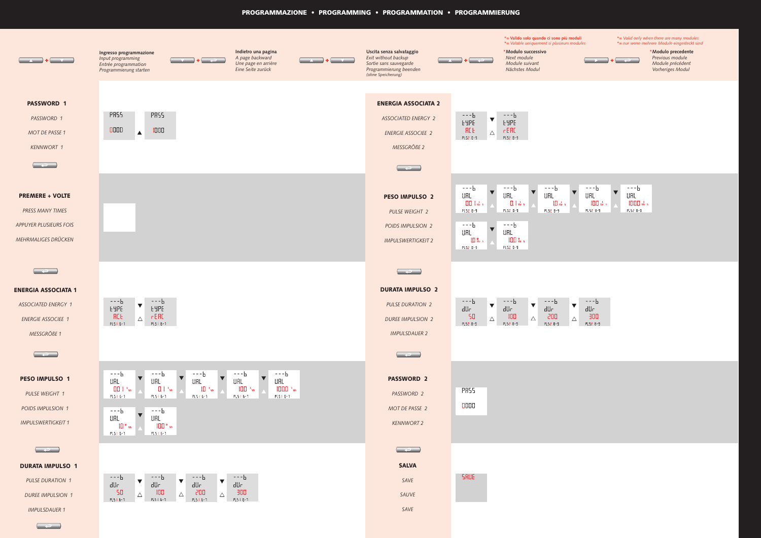# PROGRAMMAZIONE • PROGRAMMING • PROGRAMMATION • PROGRAMMIERUNG

▲ + ▼ — **Ingresso programmazione** / *Input programming* / *Entrée programmation* / *Programmierung starten*

▼ + ↵ — **Indietro una pagina** / *A page backward* / *Une page en arrière* / *Eine Seite zurück*

▲ + ▼ — **Uscita senza salvataggio** / *Exit without backup* / *Sortie sans sauvegarde* / *Programmierung beenden* / *(ohne Speicherung)*

▲ + ↵ — *** Modulo successivo** / *Next module* / *Module suivant* / *Nächstes Modul*

► + ↵ — *** Modulo precedente** / *Previous module* / *Module précédent* / *Vorheriges Modul*

*= Valido solo quando ci sono più moduli
*= Valable uniquement si plusieurs modules
*= Valid only when there are many modules
*= nur wenn mehrere Module eingesteckt sind

## PASSWORD 1

*PASSWORD 1* / *MOT DE PASSE 1* / *KENNWORT 1*

PASS 0000 ▲ PASS 1000

↵

## PREMERE + VOLTE

*PRESS MANY TIMES* / *APPUYER PLUSIEURS FOIS* / *MEHRMALIGES DRÜCKEN*

↵

## ENERGIA ASSOCIATA 1

*ASSOCIATED ENERGY 1* / *ENERGIE ASSOCIEE 1* / *MESSGRÖßE 1*

---b tYPE ACt PLS1 6-7 ▼△ ---b tYPE rEAC PLS1 6-7

↵

## PESO IMPULSO 1

*PULSE WEIGHT 1* / *POIDS IMPULSION 1* / *IMPULSWERTIGKEIT 1*

---b VAL 0.01 Wh PLS1 6-7 ▼▲ ---b VAL 0.1 Wh ▼▲ ---b VAL 10 Wh ▼▲ ---b VAL 100 Wh ▼▲ ---b VAL 1000 Wh

---b VAL 10 MWh ▼▲ ---b VAL 100 MWh

↵

## DURATA IMPULSO 1

*PULSE DURATION 1* / *DUREE IMPULSION 1* / *IMPULSDAUER 1*

---b dUr 50 PLS1 6-7 ▼△ ---b dUr 100 ▼△ ---b dUr 200 ▼△ ---b dUr 300

↵

## ENERGIA ASSOCIATA 2

*ASSOCIATED ENERGY 2* / *ENERGIE ASSOCIEE 2* / *MESSGRÖßE 2*

---b tYPE ACt PLS2 8-9 ▼△ ---b tYPE rEAC PLS2 8-9

↵

## PESO IMPULSO 2

*PULSE WEIGHT 2* / *POIDS IMPULSION 2* / *IMPULSWERTIGKEIT 2*

---b VAL 0.01 kVArh PLS2 8-9 ▼▲ ---b VAL 0.1 kVArh ▼▲ ---b VAL 10 kVArh ▼▲ ---b VAL 100 kVArh ▼▲ ---b VAL 1000 kVArh

---b VAL 10 MVArh ▼▲ ---b VAL 100 MVArh

↵

## DURATA IMPULSO 2

*PULSE DURATION 2* / *DUREE IMPULSION 2* / *IMPULSDAUER 2*

---b dUr 50 PLS2 8-9 ▼△ ---b dUr 100 ▼△ ---b dUr 200 ▼△ ---b dUr 300

↵

## PASSWORD 2

*PASSWORD 2* / *MOT DE PASSE 2* / *KENNWORT 2*

PASS 0000

↵

## SALVA

*SAVE* / *SAUVE* / *SAVE*

SAVE